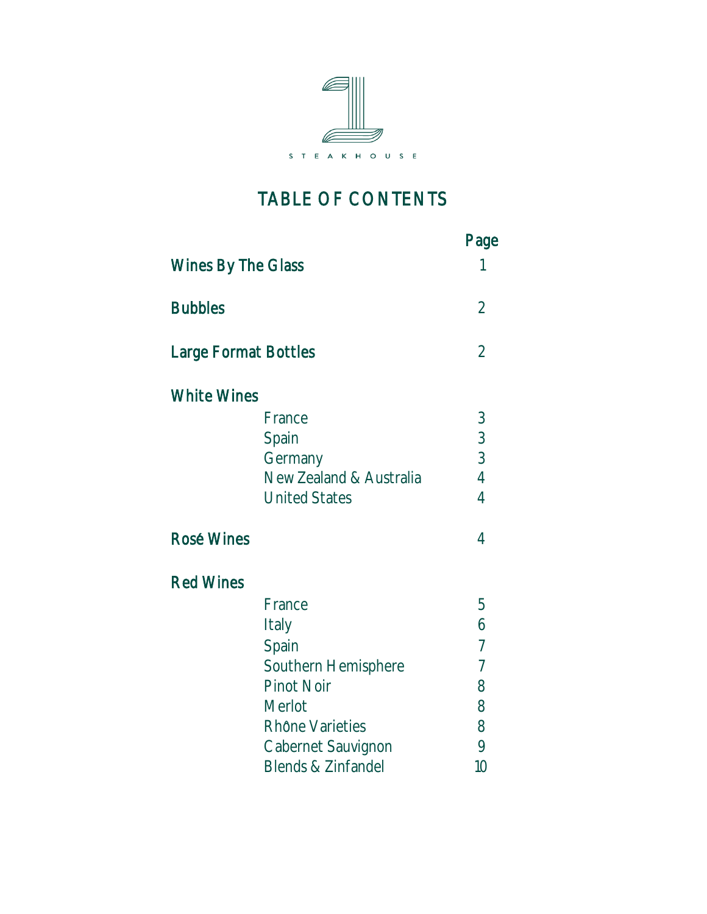STEAKHOUSE

# TABLE OF CONTENTS

| | | Page |
|---|---|---|
| **Wines By The Glass** | | 1 |
| **Bubbles** | | 2 |
| **Large Format Bottles** | | 2 |
| **White Wines** | | |
| | France | 3 |
| | Spain | 3 |
| | Germany | 3 |
| | New Zealand & Australia | 4 |
| | United States | 4 |
| **Rosé Wines** | | 4 |
| **Red Wines** | | |
| | France | 5 |
| | Italy | 6 |
| | Spain | 7 |
| | Southern Hemisphere | 7 |
| | Pinot Noir | 8 |
| | Merlot | 8 |
| | Rhône Varieties | 8 |
| | Cabernet Sauvignon | 9 |
| | Blends & Zinfandel | 10 |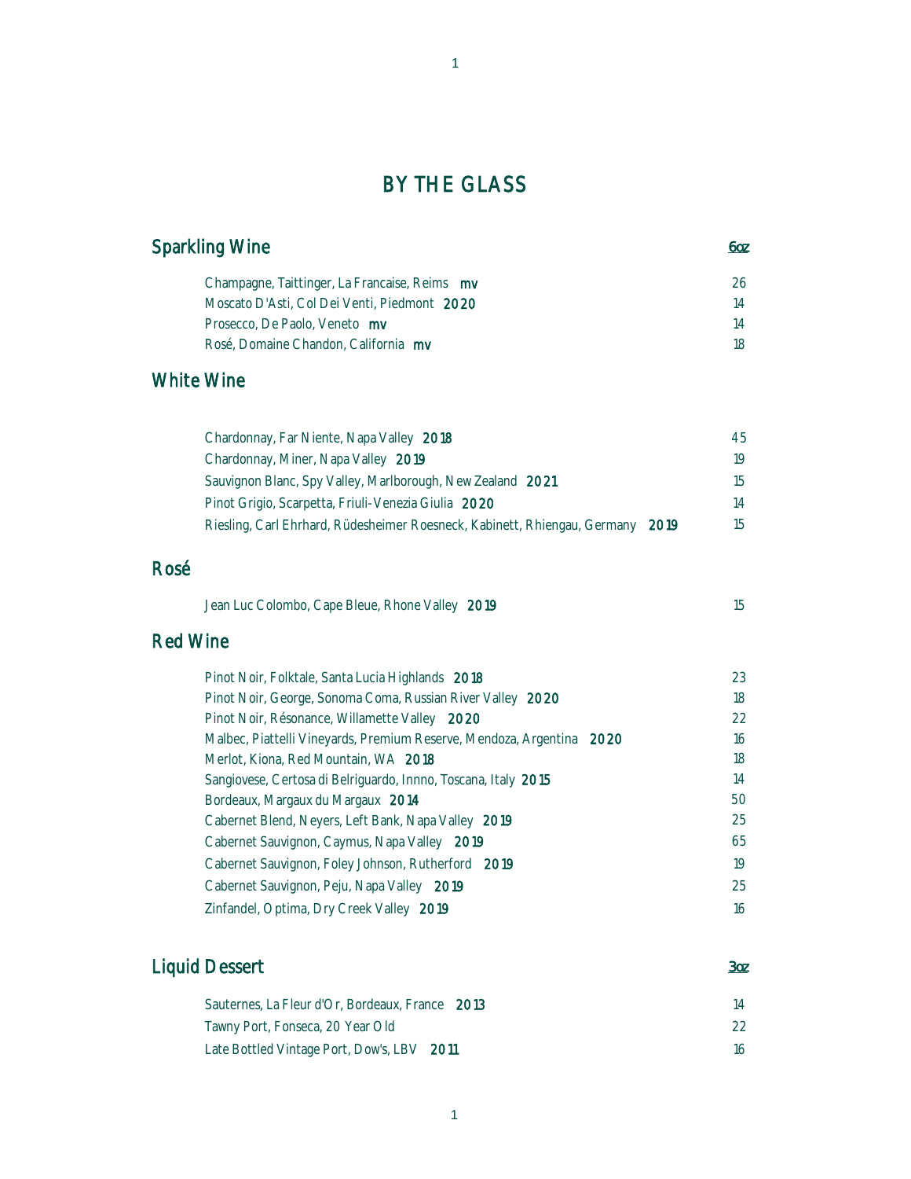# BY THE GLASS

## Sparkling Wine

| | 6oz |
|---|---|
| Champagne, Taittinger, La Francaise, Reims **mv** | 26 |
| Moscato D'Asti, Col Dei Venti, Piedmont **2020** | 14 |
| Prosecco, De Paolo, Veneto **mv** | 14 |
| Rosé, Domaine Chandon, California **mv** | 18 |

## White Wine

| | |
|---|---|
| Chardonnay, Far Niente, Napa Valley **2018** | 45 |
| Chardonnay, Miner, Napa Valley **2019** | 19 |
| Sauvignon Blanc, Spy Valley, Marlborough, New Zealand **2021** | 15 |
| Pinot Grigio, Scarpetta, Friuli-Venezia Giulia **2020** | 14 |
| Riesling, Carl Ehrhard, Rüdesheimer Roesneck, Kabinett, Rhiengau, Germany **2019** | 15 |

## Rosé

| | |
|---|---|
| Jean Luc Colombo, Cape Bleue, Rhone Valley **2019** | 15 |

## Red Wine

| | |
|---|---|
| Pinot Noir, Folktale, Santa Lucia Highlands **2018** | 23 |
| Pinot Noir, George, Sonoma Coma, Russian River Valley **2020** | 18 |
| Pinot Noir, Résonance, Willamette Valley **2020** | 22 |
| Malbec, Piattelli Vineyards, Premium Reserve, Mendoza, Argentina **2020** | 16 |
| Merlot, Kiona, Red Mountain, WA **2018** | 18 |
| Sangiovese, Certosa di Belriguardo, Innno, Toscana, Italy **2015** | 14 |
| Bordeaux, Margaux du Margaux **2014** | 50 |
| Cabernet Blend, Neyers, Left Bank, Napa Valley **2019** | 25 |
| Cabernet Sauvignon, Caymus, Napa Valley **2019** | 65 |
| Cabernet Sauvignon, Foley Johnson, Rutherford **2019** | 19 |
| Cabernet Sauvignon, Peju, Napa Valley **2019** | 25 |
| Zinfandel, Optima, Dry Creek Valley **2019** | 16 |

## Liquid Dessert

| | 3oz |
|---|---|
| Sauternes, La Fleur d'Or, Bordeaux, France **2013** | 14 |
| Tawny Port, Fonseca, 20 Year Old | 22 |
| Late Bottled Vintage Port, Dow's, LBV **2011** | 16 |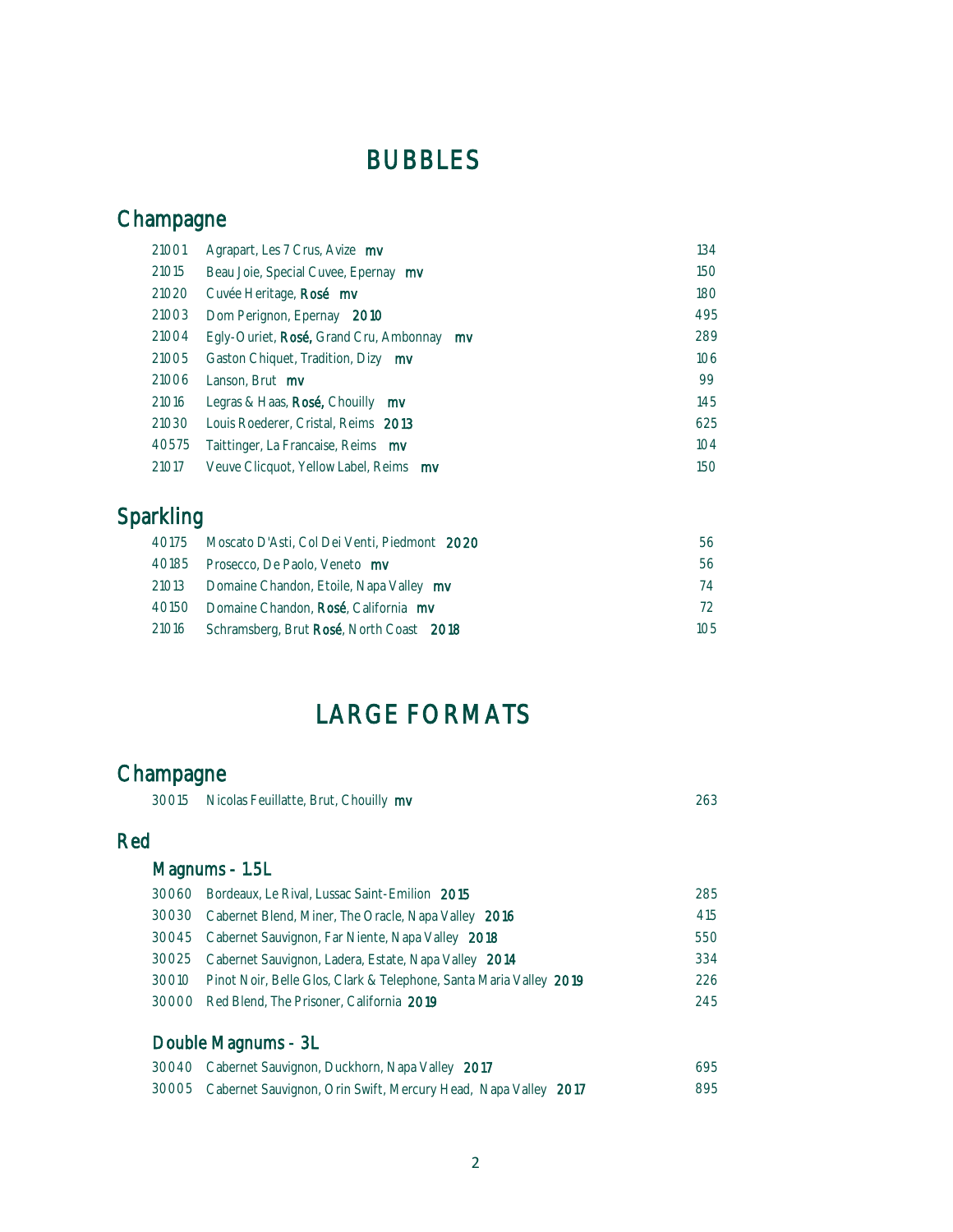# BUBBLES

## Champagne

| | | |
|---|---|---|
| 21001 | Agrapart, Les 7 Crus, Avize **mv** | 134 |
| 21015 | Beau Joie, Special Cuvee, Epernay **mv** | 150 |
| 21020 | Cuvée Heritage, **Rosé mv** | 180 |
| 21003 | Dom Perignon, Epernay **2010** | 495 |
| 21004 | Egly-Ouriet, **Rosé,** Grand Cru, Ambonnay **mv** | 289 |
| 21005 | Gaston Chiquet, Tradition, Dizy **mv** | 106 |
| 21006 | Lanson, Brut **mv** | 99 |
| 21016 | Legras & Haas, **Rosé,** Chouilly **mv** | 145 |
| 21030 | Louis Roederer, Cristal, Reims **2013** | 625 |
| 40575 | Taittinger, La Francaise, Reims **mv** | 104 |
| 21017 | Veuve Clicquot, Yellow Label, Reims **mv** | 150 |

## Sparkling

| | | |
|---|---|---|
| 40175 | Moscato D'Asti, Col Dei Venti, Piedmont **2020** | 56 |
| 40185 | Prosecco, De Paolo, Veneto **mv** | 56 |
| 21013 | Domaine Chandon, Etoile, Napa Valley **mv** | 74 |
| 40150 | Domaine Chandon, **Rosé**, California **mv** | 72 |
| 21016 | Schramsberg, Brut **Rosé**, North Coast **2018** | 105 |

# LARGE FORMATS

## Champagne

| | | |
|---|---|---|
| 30015 | Nicolas Feuillatte, Brut, Chouilly **mv** | 263 |

## Red

### Magnums - 1.5L

| | | |
|---|---|---|
| 30060 | Bordeaux, Le Rival, Lussac Saint-Emilion **2015** | 285 |
| 30030 | Cabernet Blend, Miner, The Oracle, Napa Valley **2016** | 415 |
| 30045 | Cabernet Sauvignon, Far Niente, Napa Valley **2018** | 550 |
| 30025 | Cabernet Sauvignon, Ladera, Estate, Napa Valley **2014** | 334 |
| 30010 | Pinot Noir, Belle Glos, Clark & Telephone, Santa Maria Valley **2019** | 226 |
| 30000 | Red Blend, The Prisoner, California **2019** | 245 |

### Double Magnums - 3L

| | | |
|---|---|---|
| 30040 | Cabernet Sauvignon, Duckhorn, Napa Valley **2017** | 695 |
| 30005 | Cabernet Sauvignon, Orin Swift, Mercury Head, Napa Valley **2017** | 895 |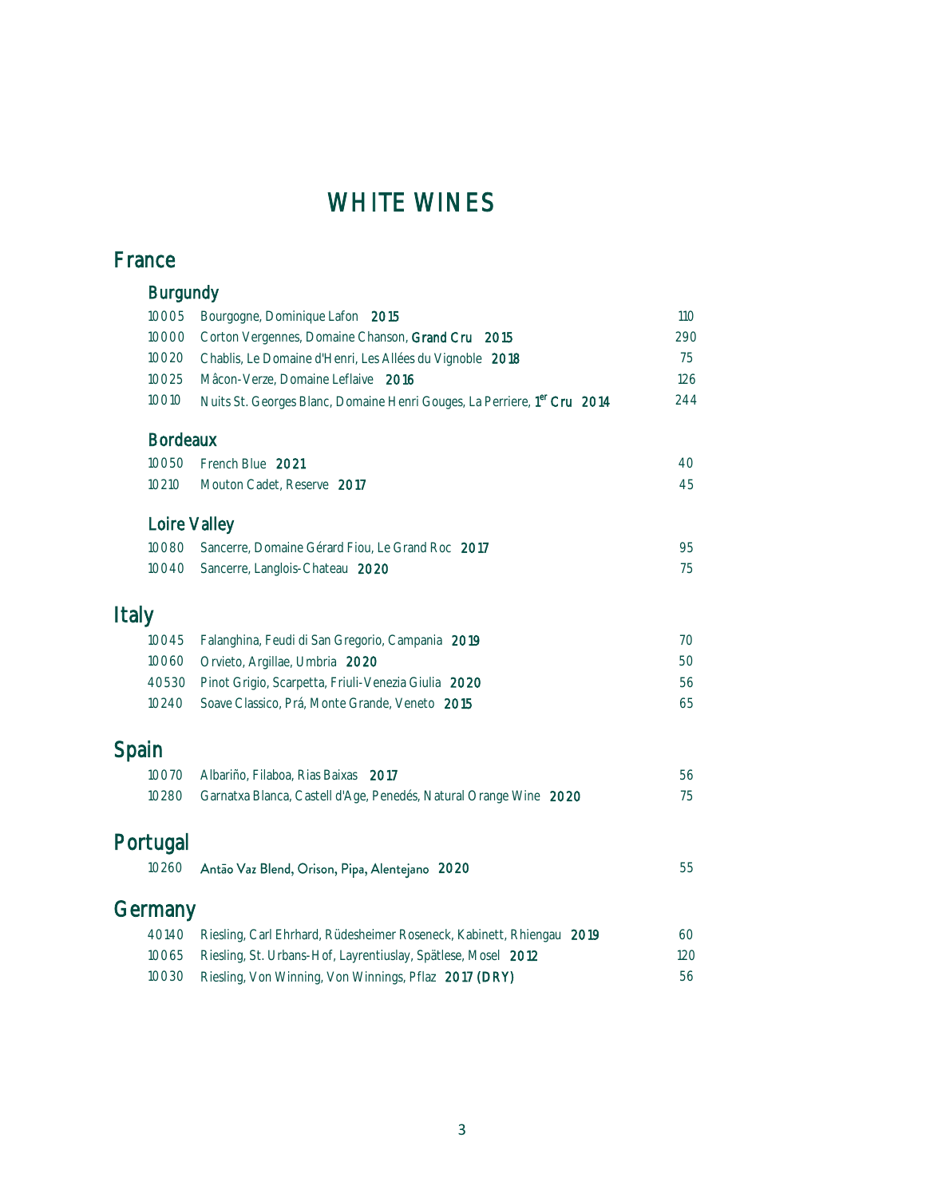# WHITE WINES

## France

### Burgundy

| | | |
|---|---|---|
| 10005 | Bourgogne, Dominique Lafon **2015** | 110 |
| 10000 | Corton Vergennes, Domaine Chanson, **Grand Cru 2015** | 290 |
| 10020 | Chablis, Le Domaine d'Henri, Les Allées du Vignoble **2018** | 75 |
| 10025 | Mâcon-Verze, Domaine Leflaive **2016** | 126 |
| 10010 | Nuits St. Georges Blanc, Domaine Henri Gouges, La Perriere, **1er Cru 2014** | 244 |

### Bordeaux

| | | |
|---|---|---|
| 10050 | French Blue **2021** | 40 |
| 10210 | Mouton Cadet, Reserve **2017** | 45 |

### Loire Valley

| | | |
|---|---|---|
| 10080 | Sancerre, Domaine Gérard Fiou, Le Grand Roc **2017** | 95 |
| 10040 | Sancerre, Langlois-Chateau **2020** | 75 |

## Italy

| | | |
|---|---|---|
| 10045 | Falanghina, Feudi di San Gregorio, Campania **2019** | 70 |
| 10060 | Orvieto, Argillae, Umbria **2020** | 50 |
| 40530 | Pinot Grigio, Scarpetta, Friuli-Venezia Giulia **2020** | 56 |
| 10240 | Soave Classico, Prá, Monte Grande, Veneto **2015** | 65 |

## Spain

| | | |
|---|---|---|
| 10070 | Albariño, Filaboa, Rias Baixas **2017** | 56 |
| 10280 | Garnatxa Blanca, Castell d'Age, Penedés, Natural Orange Wine **2020** | 75 |

## Portugal

| | | |
|---|---|---|
| 10260 | Antão Vaz Blend, Orison, Pipa, Alentejano **2020** | 55 |

## Germany

| | | |
|---|---|---|
| 40140 | Riesling, Carl Ehrhard, Rüdesheimer Roseneck, Kabinett, Rhiengau **2019** | 60 |
| 10065 | Riesling, St. Urbans-Hof, Layrentiuslay, Spätlese, Mosel **2012** | 120 |
| 10030 | Riesling, Von Winning, Von Winnings, Pflaz **2017 (DRY)** | 56 |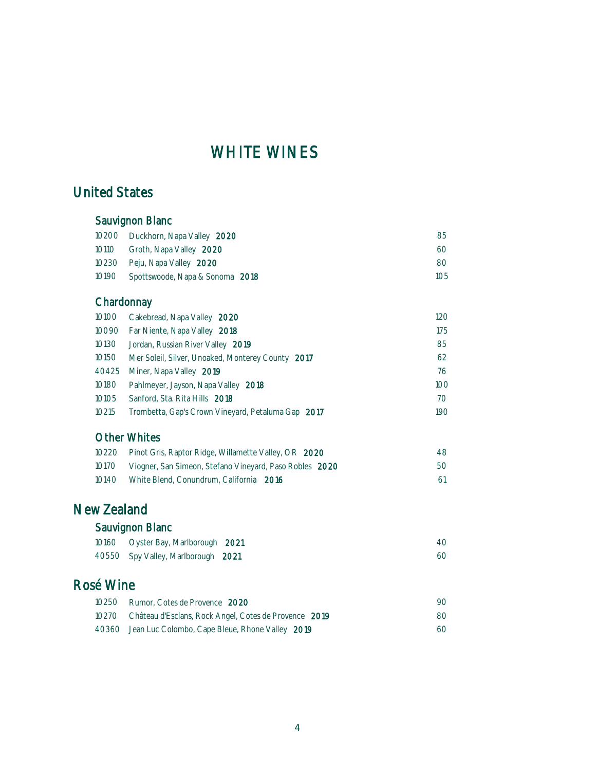# WHITE WINES

## United States

### Sauvignon Blanc

| | | |
|---|---|---|
| 10200 | Duckhorn, Napa Valley **2020** | 85 |
| 10110 | Groth, Napa Valley **2020** | 60 |
| 10230 | Peju, Napa Valley **2020** | 80 |
| 10190 | Spottswoode, Napa & Sonoma **2018** | 105 |

### Chardonnay

| | | |
|---|---|---|
| 10100 | Cakebread, Napa Valley **2020** | 120 |
| 10090 | Far Niente, Napa Valley **2018** | 175 |
| 10130 | Jordan, Russian River Valley **2019** | 85 |
| 10150 | Mer Soleil, Silver, Unoaked, Monterey County **2017** | 62 |
| 40425 | Miner, Napa Valley **2019** | 76 |
| 10180 | Pahlmeyer, Jayson, Napa Valley **2018** | 100 |
| 10105 | Sanford, Sta. Rita Hills **2018** | 70 |
| 10215 | Trombetta, Gap's Crown Vineyard, Petaluma Gap **2017** | 190 |

### Other Whites

| | | |
|---|---|---|
| 10220 | Pinot Gris, Raptor Ridge, Willamette Valley, OR **2020** | 48 |
| 10170 | Viogner, San Simeon, Stefano Vineyard, Paso Robles **2020** | 50 |
| 10140 | White Blend, Conundrum, California **2016** | 61 |

## New Zealand

### Sauvignon Blanc

| | | |
|---|---|---|
| 10160 | Oyster Bay, Marlborough **2021** | 40 |
| 40550 | Spy Valley, Marlborough **2021** | 60 |

## Rosé Wine

| | | |
|---|---|---|
| 10250 | Rumor, Cotes de Provence **2020** | 90 |
| 10270 | Château d'Esclans, Rock Angel, Cotes de Provence **2019** | 80 |
| 40360 | Jean Luc Colombo, Cape Bleue, Rhone Valley **2019** | 60 |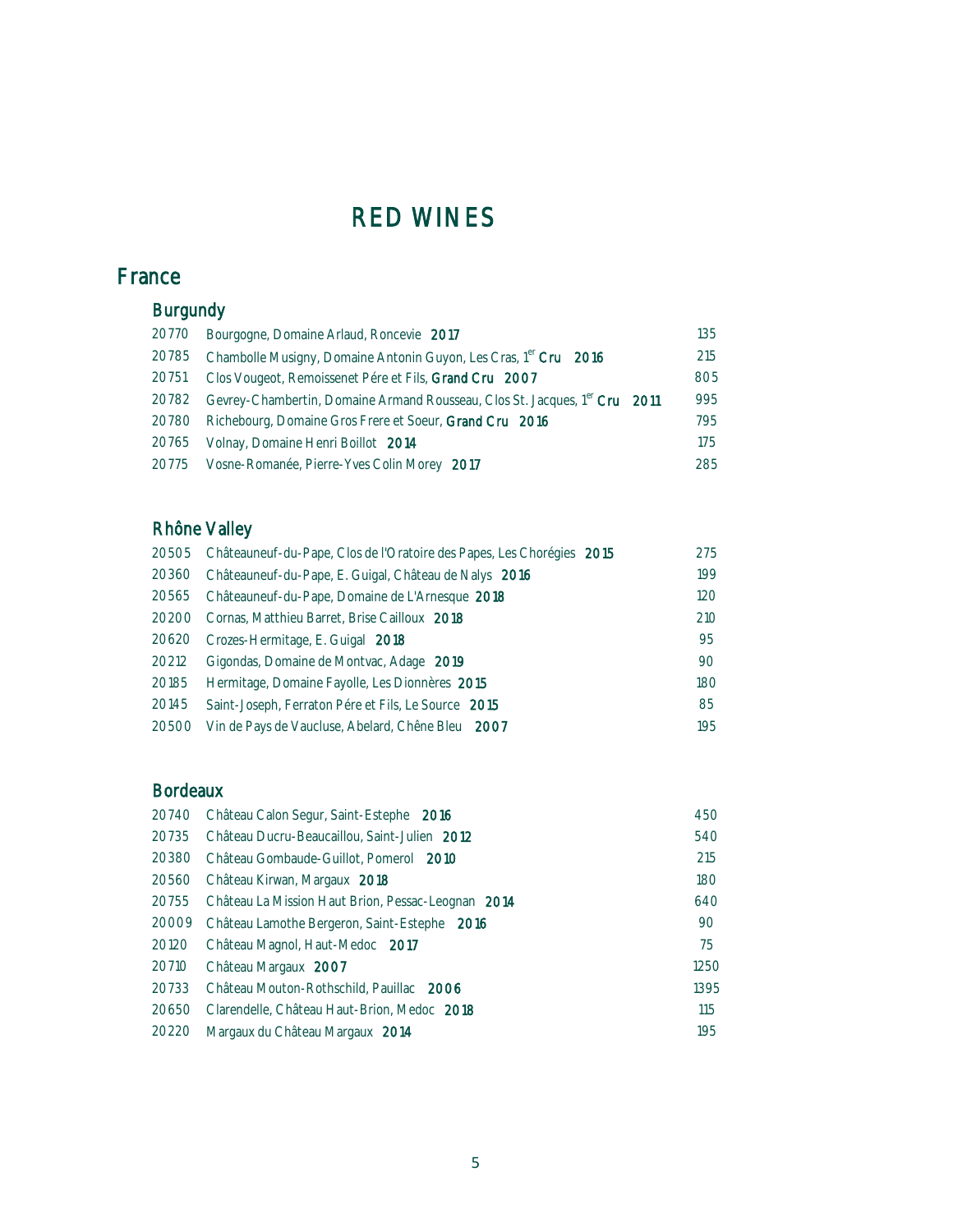# RED WINES

## France

### Burgundy

| | | |
|---|---|---|
| 20770 | Bourgogne, Domaine Arlaud, Roncevie **2017** | 135 |
| 20785 | Chambolle Musigny, Domaine Antonin Guyon, Les Cras, 1[er] **Cru 2016** | 215 |
| 20751 | Clos Vougeot, Remoissenet Pére et Fils, **Grand Cru 2007** | 805 |
| 20782 | Gevrey-Chambertin, Domaine Armand Rousseau, Clos St. Jacques, 1[er] **Cru 2011** | 995 |
| 20780 | Richebourg, Domaine Gros Frere et Soeur, **Grand Cru 2016** | 795 |
| 20765 | Volnay, Domaine Henri Boillot **2014** | 175 |
| 20775 | Vosne-Romanée, Pierre-Yves Colin Morey **2017** | 285 |

### Rhône Valley

| | | |
|---|---|---|
| 20505 | Châteauneuf-du-Pape, Clos de l'Oratoire des Papes, Les Chorégies **2015** | 275 |
| 20360 | Châteauneuf-du-Pape, E. Guigal, Château de Nalys **2016** | 199 |
| 20565 | Châteauneuf-du-Pape, Domaine de L'Arnesque **2018** | 120 |
| 20200 | Cornas, Matthieu Barret, Brise Cailloux **2018** | 210 |
| 20620 | Crozes-Hermitage, E. Guigal **2018** | 95 |
| 20212 | Gigondas, Domaine de Montvac, Adage **2019** | 90 |
| 20185 | Hermitage, Domaine Fayolle, Les Dionnères **2015** | 180 |
| 20145 | Saint-Joseph, Ferraton Pére et Fils, Le Source **2015** | 85 |
| 20500 | Vin de Pays de Vaucluse, Abelard, Chêne Bleu **2007** | 195 |

### Bordeaux

| | | |
|---|---|---|
| 20740 | Château Calon Segur, Saint-Estephe **2016** | 450 |
| 20735 | Château Ducru-Beaucaillou, Saint-Julien **2012** | 540 |
| 20380 | Château Gombaude-Guillot, Pomerol **2010** | 215 |
| 20560 | Château Kirwan, Margaux **2018** | 180 |
| 20755 | Château La Mission Haut Brion, Pessac-Leognan **2014** | 640 |
| 20009 | Château Lamothe Bergeron, Saint-Estephe **2016** | 90 |
| 20120 | Château Magnol, Haut-Medoc **2017** | 75 |
| 20710 | Château Margaux **2007** | 1250 |
| 20733 | Château Mouton-Rothschild, Pauillac **2006** | 1395 |
| 20650 | Clarendelle, Château Haut-Brion, Medoc **2018** | 115 |
| 20220 | Margaux du Château Margaux **2014** | 195 |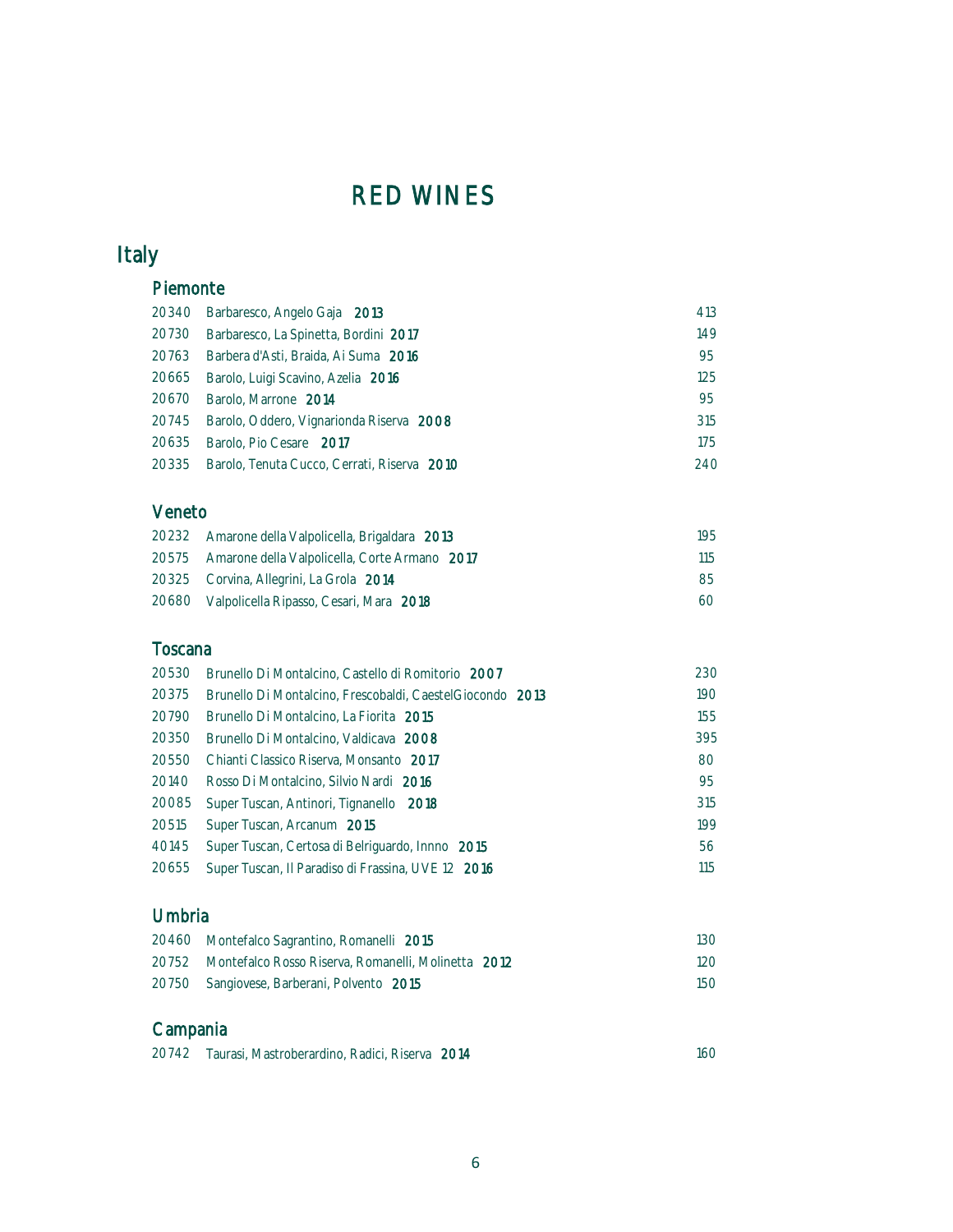# RED WINES

## Italy

### Piemonte

| | | |
|---|---|---|
| 20340 | Barbaresco, Angelo Gaja **2013** | 413 |
| 20730 | Barbaresco, La Spinetta, Bordini **2017** | 149 |
| 20763 | Barbera d'Asti, Braida, Ai Suma **2016** | 95 |
| 20665 | Barolo, Luigi Scavino, Azelia **2016** | 125 |
| 20670 | Barolo, Marrone **2014** | 95 |
| 20745 | Barolo, Oddero, Vignarionda Riserva **2008** | 315 |
| 20635 | Barolo, Pio Cesare **2017** | 175 |
| 20335 | Barolo, Tenuta Cucco, Cerrati, Riserva **2010** | 240 |

### Veneto

| | | |
|---|---|---|
| 20232 | Amarone della Valpolicella, Brigaldara **2013** | 195 |
| 20575 | Amarone della Valpolicella, Corte Armano **2017** | 115 |
| 20325 | Corvina, Allegrini, La Grola **2014** | 85 |
| 20680 | Valpolicella Ripasso, Cesari, Mara **2018** | 60 |

### Toscana

| | | |
|---|---|---|
| 20530 | Brunello Di Montalcino, Castello di Romitorio **2007** | 230 |
| 20375 | Brunello Di Montalcino, Frescobaldi, CaestelGiocondo **2013** | 190 |
| 20790 | Brunello Di Montalcino, La Fiorita **2015** | 155 |
| 20350 | Brunello Di Montalcino, Valdicava **2008** | 395 |
| 20550 | Chianti Classico Riserva, Monsanto **2017** | 80 |
| 20140 | Rosso Di Montalcino, Silvio Nardi **2016** | 95 |
| 20085 | Super Tuscan, Antinori, Tignanello **2018** | 315 |
| 20515 | Super Tuscan, Arcanum **2015** | 199 |
| 40145 | Super Tuscan, Certosa di Belriguardo, Innno **2015** | 56 |
| 20655 | Super Tuscan, Il Paradiso di Frassina, UVE 12 **2016** | 115 |

### Umbria

| | | |
|---|---|---|
| 20460 | Montefalco Sagrantino, Romanelli **2015** | 130 |
| 20752 | Montefalco Rosso Riserva, Romanelli, Molinetta **2012** | 120 |
| 20750 | Sangiovese, Barberani, Polvento **2015** | 150 |

### Campania

| | | |
|---|---|---|
| 20742 | Taurasi, Mastroberardino, Radici, Riserva **2014** | 160 |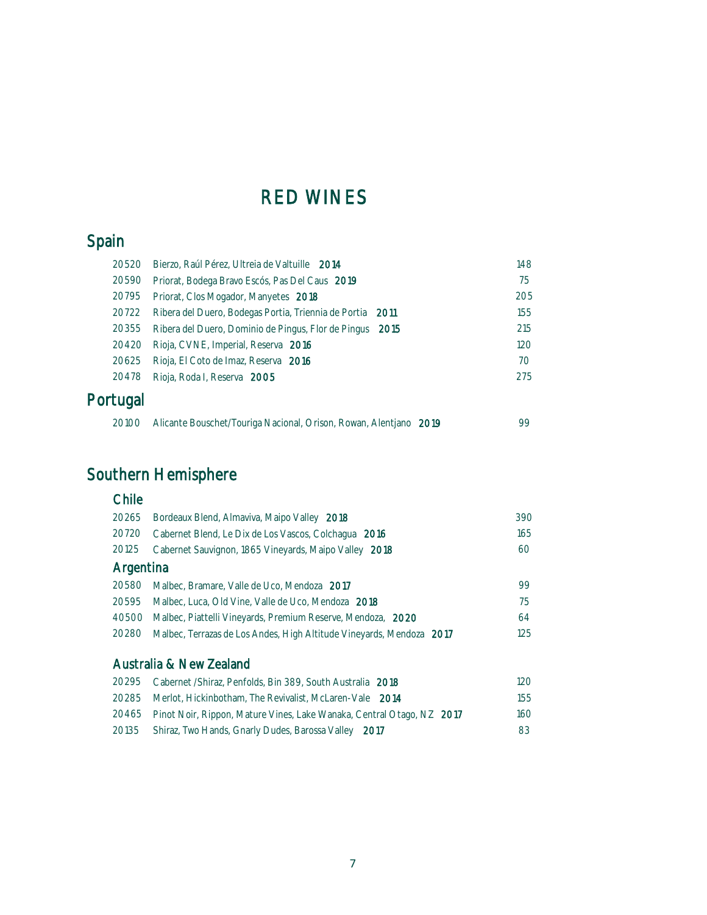# RED WINES

## Spain

| | | |
|---|---|---|
| 20520 | Bierzo, Raúl Pérez, Ultreia de Valtuille **2014** | 148 |
| 20590 | Priorat, Bodega Bravo Escós, Pas Del Caus **2019** | 75 |
| 20795 | Priorat, Clos Mogador, Manyetes **2018** | 205 |
| 20722 | Ribera del Duero, Bodegas Portia, Triennia de Portia **2011** | 155 |
| 20355 | Ribera del Duero, Dominio de Pingus, Flor de Pingus **2015** | 215 |
| 20420 | Rioja, CVNE, Imperial, Reserva **2016** | 120 |
| 20625 | Rioja, El Coto de Imaz, Reserva **2016** | 70 |
| 20478 | Rioja, Roda I, Reserva **2005** | 275 |

## Portugal

| | | |
|---|---|---|
| 20100 | Alicante Bouschet/Touriga Nacional, Orison, Rowan, Alentjano **2019** | 99 |

## Southern Hemisphere

### Chile

| | | |
|---|---|---|
| 20265 | Bordeaux Blend, Almaviva, Maipo Valley **2018** | 390 |
| 20720 | Cabernet Blend, Le Dix de Los Vascos, Colchagua **2016** | 165 |
| 20125 | Cabernet Sauvignon, 1865 Vineyards, Maipo Valley **2018** | 60 |

### Argentina

| | | |
|---|---|---|
| 20580 | Malbec, Bramare, Valle de Uco, Mendoza **2017** | 99 |
| 20595 | Malbec, Luca, Old Vine, Valle de Uco, Mendoza **2018** | 75 |
| 40500 | Malbec, Piattelli Vineyards, Premium Reserve, Mendoza, **2020** | 64 |
| 20280 | Malbec, Terrazas de Los Andes, High Altitude Vineyards, Mendoza **2017** | 125 |

### Australia & New Zealand

| | | |
|---|---|---|
| 20295 | Cabernet /Shiraz, Penfolds, Bin 389, South Australia **2018** | 120 |
| 20285 | Merlot, Hickinbotham, The Revivalist, McLaren-Vale **2014** | 155 |
| 20465 | Pinot Noir, Rippon, Mature Vines, Lake Wanaka, Central Otago, NZ **2017** | 160 |
| 20135 | Shiraz, Two Hands, Gnarly Dudes, Barossa Valley **2017** | 83 |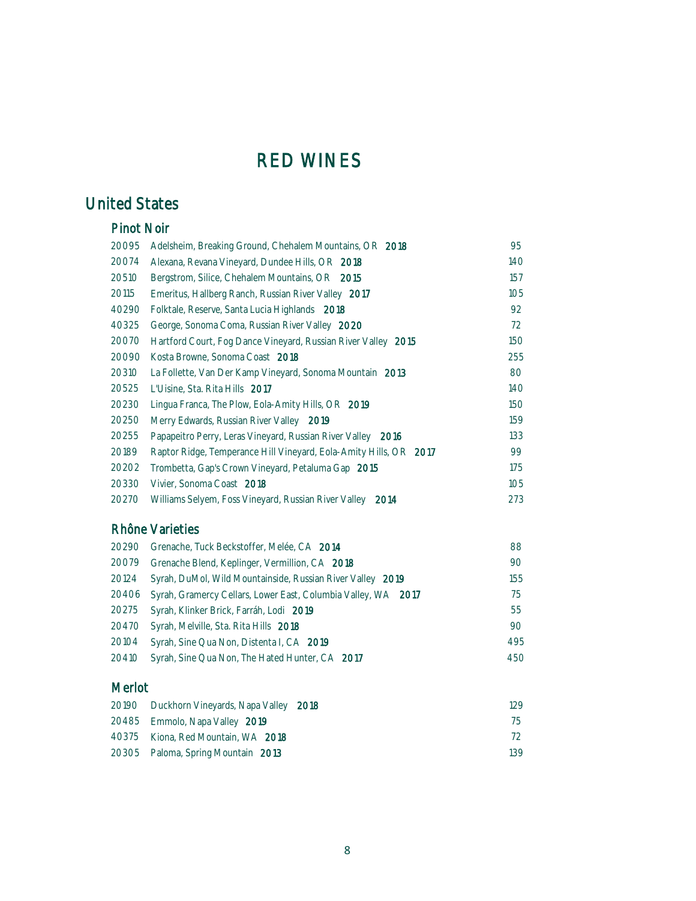# RED WINES

## United States

### Pinot Noir

| | | |
|---|---|---|
| 20095 | Adelsheim, Breaking Ground, Chehalem Mountains, OR **2018** | 95 |
| 20074 | Alexana, Revana Vineyard, Dundee Hills, OR **2018** | 140 |
| 20510 | Bergstrom, Silice, Chehalem Mountains, OR **2015** | 157 |
| 20115 | Emeritus, Hallberg Ranch, Russian River Valley **2017** | 105 |
| 40290 | Folktale, Reserve, Santa Lucia Highlands **2018** | 92 |
| 40325 | George, Sonoma Coma, Russian River Valley **2020** | 72 |
| 20070 | Hartford Court, Fog Dance Vineyard, Russian River Valley **2015** | 150 |
| 20090 | Kosta Browne, Sonoma Coast **2018** | 255 |
| 20310 | La Follette, Van Der Kamp Vineyard, Sonoma Mountain **2013** | 80 |
| 20525 | L'Uisine, Sta. Rita Hills **2017** | 140 |
| 20230 | Lingua Franca, The Plow, Eola-Amity Hills, OR **2019** | 150 |
| 20250 | Merry Edwards, Russian River Valley **2019** | 159 |
| 20255 | Papapeitro Perry, Leras Vineyard, Russian River Valley **2016** | 133 |
| 20189 | Raptor Ridge, Temperance Hill Vineyard, Eola-Amity Hills, OR **2017** | 99 |
| 20202 | Trombetta, Gap's Crown Vineyard, Petaluma Gap **2015** | 175 |
| 20330 | Vivier, Sonoma Coast **2018** | 105 |
| 20270 | Williams Selyem, Foss Vineyard, Russian River Valley **2014** | 273 |

### Rhône Varieties

| | | |
|---|---|---|
| 20290 | Grenache, Tuck Beckstoffer, Melée, CA **2014** | 88 |
| 20079 | Grenache Blend, Keplinger, Vermillion, CA **2018** | 90 |
| 20124 | Syrah, DuMol, Wild Mountainside, Russian River Valley **2019** | 155 |
| 20406 | Syrah, Gramercy Cellars, Lower East, Columbia Valley, WA **2017** | 75 |
| 20275 | Syrah, Klinker Brick, Farráh, Lodi **2019** | 55 |
| 20470 | Syrah, Melville, Sta. Rita Hills **2018** | 90 |
| 20104 | Syrah, Sine Qua Non, Distenta I, CA **2019** | 495 |
| 20410 | Syrah, Sine Qua Non, The Hated Hunter, CA **2017** | 450 |

### Merlot

| | | |
|---|---|---|
| 20190 | Duckhorn Vineyards, Napa Valley **2018** | 129 |
| 20485 | Emmolo, Napa Valley **2019** | 75 |
| 40375 | Kiona, Red Mountain, WA **2018** | 72 |
| 20305 | Paloma, Spring Mountain **2013** | 139 |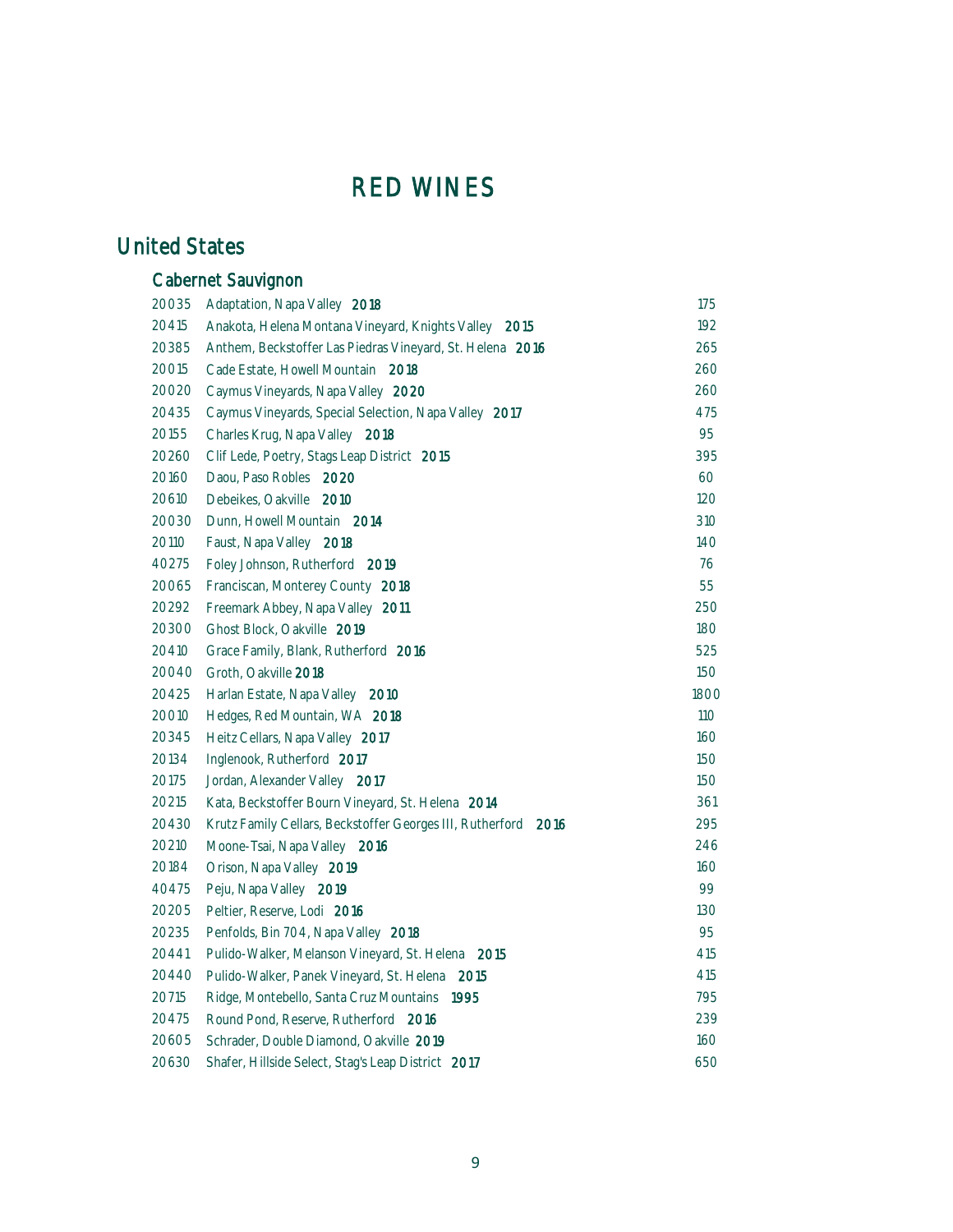# RED WINES

## United States

### Cabernet Sauvignon

| | | |
|---|---|---|
| 20035 | Adaptation, Napa Valley **2018** | 175 |
| 20415 | Anakota, Helena Montana Vineyard, Knights Valley **2015** | 192 |
| 20385 | Anthem, Beckstoffer Las Piedras Vineyard, St. Helena **2016** | 265 |
| 20015 | Cade Estate, Howell Mountain **2018** | 260 |
| 20020 | Caymus Vineyards, Napa Valley **2020** | 260 |
| 20435 | Caymus Vineyards, Special Selection, Napa Valley **2017** | 475 |
| 20155 | Charles Krug, Napa Valley **2018** | 95 |
| 20260 | Clif Lede, Poetry, Stags Leap District **2015** | 395 |
| 20160 | Daou, Paso Robles **2020** | 60 |
| 20610 | Debeikes, Oakville **2010** | 120 |
| 20030 | Dunn, Howell Mountain **2014** | 310 |
| 20110 | Faust, Napa Valley **2018** | 140 |
| 40275 | Foley Johnson, Rutherford **2019** | 76 |
| 20065 | Franciscan, Monterey County **2018** | 55 |
| 20292 | Freemark Abbey, Napa Valley **2011** | 250 |
| 20300 | Ghost Block, Oakville **2019** | 180 |
| 20410 | Grace Family, Blank, Rutherford **2016** | 525 |
| 20040 | Groth, Oakville **2018** | 150 |
| 20425 | Harlan Estate, Napa Valley **2010** | 1800 |
| 20010 | Hedges, Red Mountain, WA **2018** | 110 |
| 20345 | Heitz Cellars, Napa Valley **2017** | 160 |
| 20134 | Inglenook, Rutherford **2017** | 150 |
| 20175 | Jordan, Alexander Valley **2017** | 150 |
| 20215 | Kata, Beckstoffer Bourn Vineyard, St. Helena **2014** | 361 |
| 20430 | Krutz Family Cellars, Beckstoffer Georges III, Rutherford **2016** | 295 |
| 20210 | Moone-Tsai, Napa Valley **2016** | 246 |
| 20184 | Orison, Napa Valley **2019** | 160 |
| 40475 | Peju, Napa Valley **2019** | 99 |
| 20205 | Peltier, Reserve, Lodi **2016** | 130 |
| 20235 | Penfolds, Bin 704, Napa Valley **2018** | 95 |
| 20441 | Pulido-Walker, Melanson Vineyard, St. Helena **2015** | 415 |
| 20440 | Pulido-Walker, Panek Vineyard, St. Helena **2015** | 415 |
| 20715 | Ridge, Montebello, Santa Cruz Mountains **1995** | 795 |
| 20475 | Round Pond, Reserve, Rutherford **2016** | 239 |
| 20605 | Schrader, Double Diamond, Oakville **2019** | 160 |
| 20630 | Shafer, Hillside Select, Stag's Leap District **2017** | 650 |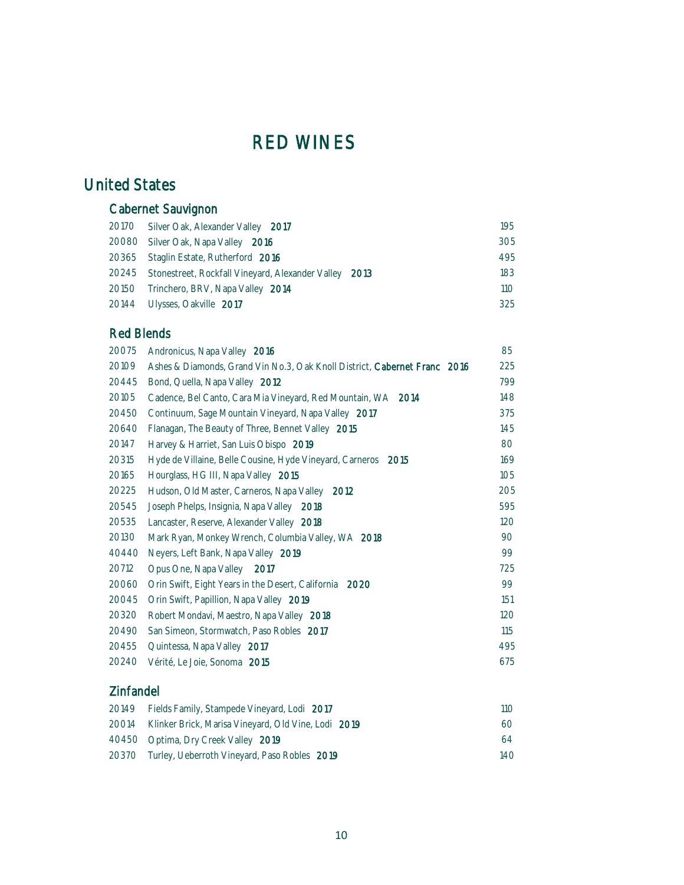# RED WINES

## United States

### Cabernet Sauvignon

| | | |
|---|---|---|
| 20170 | Silver Oak, Alexander Valley **2017** | 195 |
| 20080 | Silver Oak, Napa Valley **2016** | 305 |
| 20365 | Staglin Estate, Rutherford **2016** | 495 |
| 20245 | Stonestreet, Rockfall Vineyard, Alexander Valley **2013** | 183 |
| 20150 | Trinchero, BRV, Napa Valley **2014** | 110 |
| 20144 | Ulysses, Oakville **2017** | 325 |

### Red Blends

| | | |
|---|---|---|
| 20075 | Andronicus, Napa Valley **2016** | 85 |
| 20109 | Ashes & Diamonds, Grand Vin No.3, Oak Knoll District, **Cabernet Franc 2016** | 225 |
| 20445 | Bond, Quella, Napa Valley **2012** | 799 |
| 20105 | Cadence, Bel Canto, Cara Mia Vineyard, Red Mountain, WA **2014** | 148 |
| 20450 | Continuum, Sage Mountain Vineyard, Napa Valley **2017** | 375 |
| 20640 | Flanagan, The Beauty of Three, Bennet Valley **2015** | 145 |
| 20147 | Harvey & Harriet, San Luis Obispo **2019** | 80 |
| 20315 | Hyde de Villaine, Belle Cousine, Hyde Vineyard, Carneros **2015** | 169 |
| 20165 | Hourglass, HG III, Napa Valley **2015** | 105 |
| 20225 | Hudson, Old Master, Carneros, Napa Valley **2012** | 205 |
| 20545 | Joseph Phelps, Insignia, Napa Valley **2018** | 595 |
| 20535 | Lancaster, Reserve, Alexander Valley **2018** | 120 |
| 20130 | Mark Ryan, Monkey Wrench, Columbia Valley, WA **2018** | 90 |
| 40440 | Neyers, Left Bank, Napa Valley **2019** | 99 |
| 20712 | Opus One, Napa Valley **2017** | 725 |
| 20060 | Orin Swift, Eight Years in the Desert, California **2020** | 99 |
| 20045 | Orin Swift, Papillion, Napa Valley **2019** | 151 |
| 20320 | Robert Mondavi, Maestro, Napa Valley **2018** | 120 |
| 20490 | San Simeon, Stormwatch, Paso Robles **2017** | 115 |
| 20455 | Quintessa, Napa Valley **2017** | 495 |
| 20240 | Vérité, Le Joie, Sonoma **2015** | 675 |

### Zinfandel

| | | |
|---|---|---|
| 20149 | Fields Family, Stampede Vineyard, Lodi **2017** | 110 |
| 20014 | Klinker Brick, Marisa Vineyard, Old Vine, Lodi **2019** | 60 |
| 40450 | Optima, Dry Creek Valley **2019** | 64 |
| 20370 | Turley, Ueberroth Vineyard, Paso Robles **2019** | 140 |